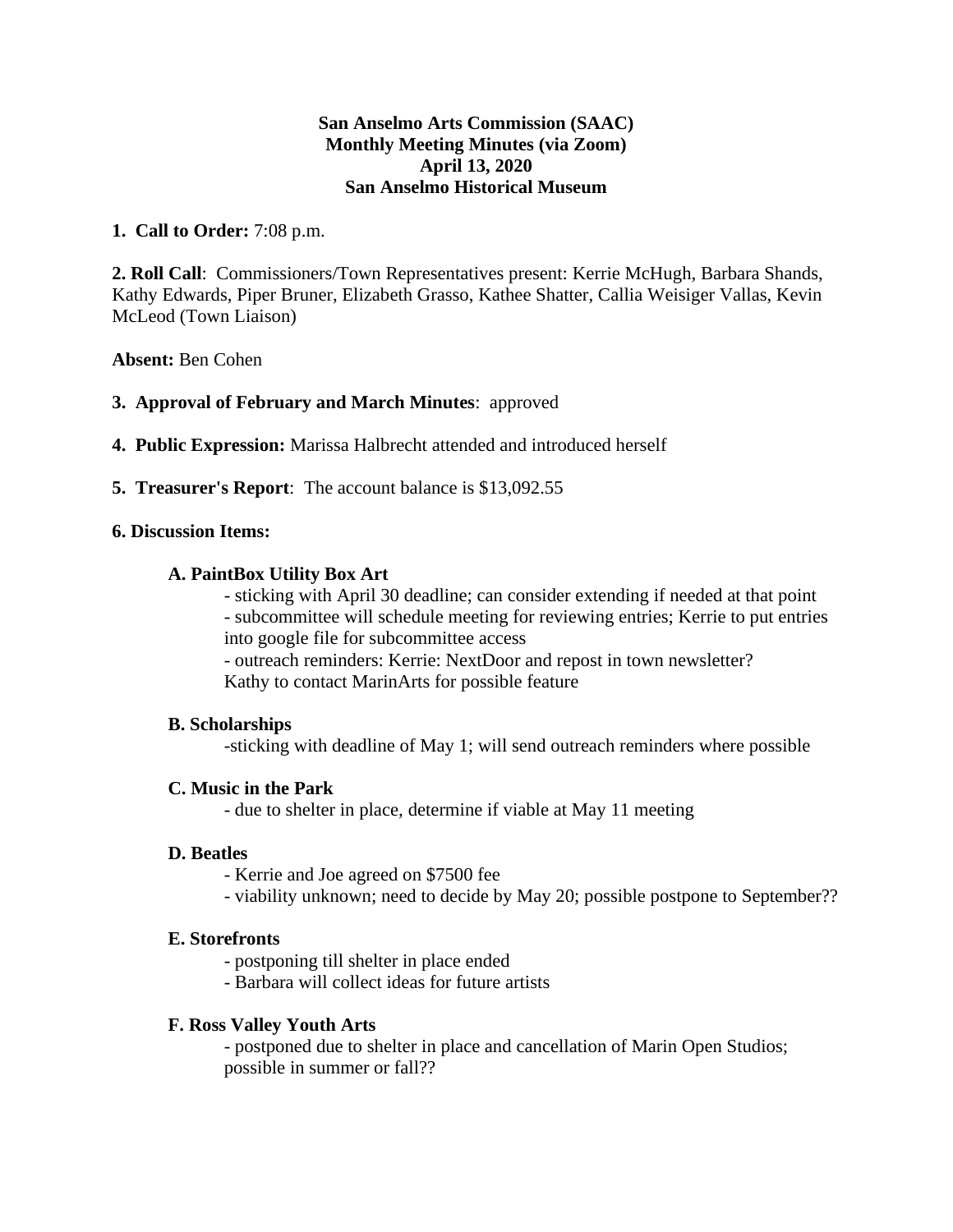**San Anselmo Arts Commission (SAAC)**
**Monthly Meeting Minutes (via Zoom)**
**April 13, 2020**
**San Anselmo Historical Museum**

**1. Call to Order:** 7:08 p.m.

**2. Roll Call**: Commissioners/Town Representatives present: Kerrie McHugh, Barbara Shands, Kathy Edwards, Piper Bruner, Elizabeth Grasso, Kathee Shatter, Callia Weisiger Vallas, Kevin McLeod (Town Liaison)

**Absent:** Ben Cohen

**3. Approval of February and March Minutes**: approved

**4. Public Expression:** Marissa Halbrecht attended and introduced herself

**5. Treasurer's Report**: The account balance is $13,092.55

**6. Discussion Items:**

**A. PaintBox Utility Box Art**

- sticking with April 30 deadline; can consider extending if needed at that point
- subcommittee will schedule meeting for reviewing entries; Kerrie to put entries into google file for subcommittee access
- outreach reminders: Kerrie: NextDoor and repost in town newsletter? Kathy to contact MarinArts for possible feature

**B. Scholarships**

-sticking with deadline of May 1; will send outreach reminders where possible

**C. Music in the Park**

- due to shelter in place, determine if viable at May 11 meeting

**D. Beatles**

- Kerrie and Joe agreed on $7500 fee
- viability unknown; need to decide by May 20; possible postpone to September??

**E. Storefronts**

- postponing till shelter in place ended
- Barbara will collect ideas for future artists

**F. Ross Valley Youth Arts**

- postponed due to shelter in place and cancellation of Marin Open Studios; possible in summer or fall??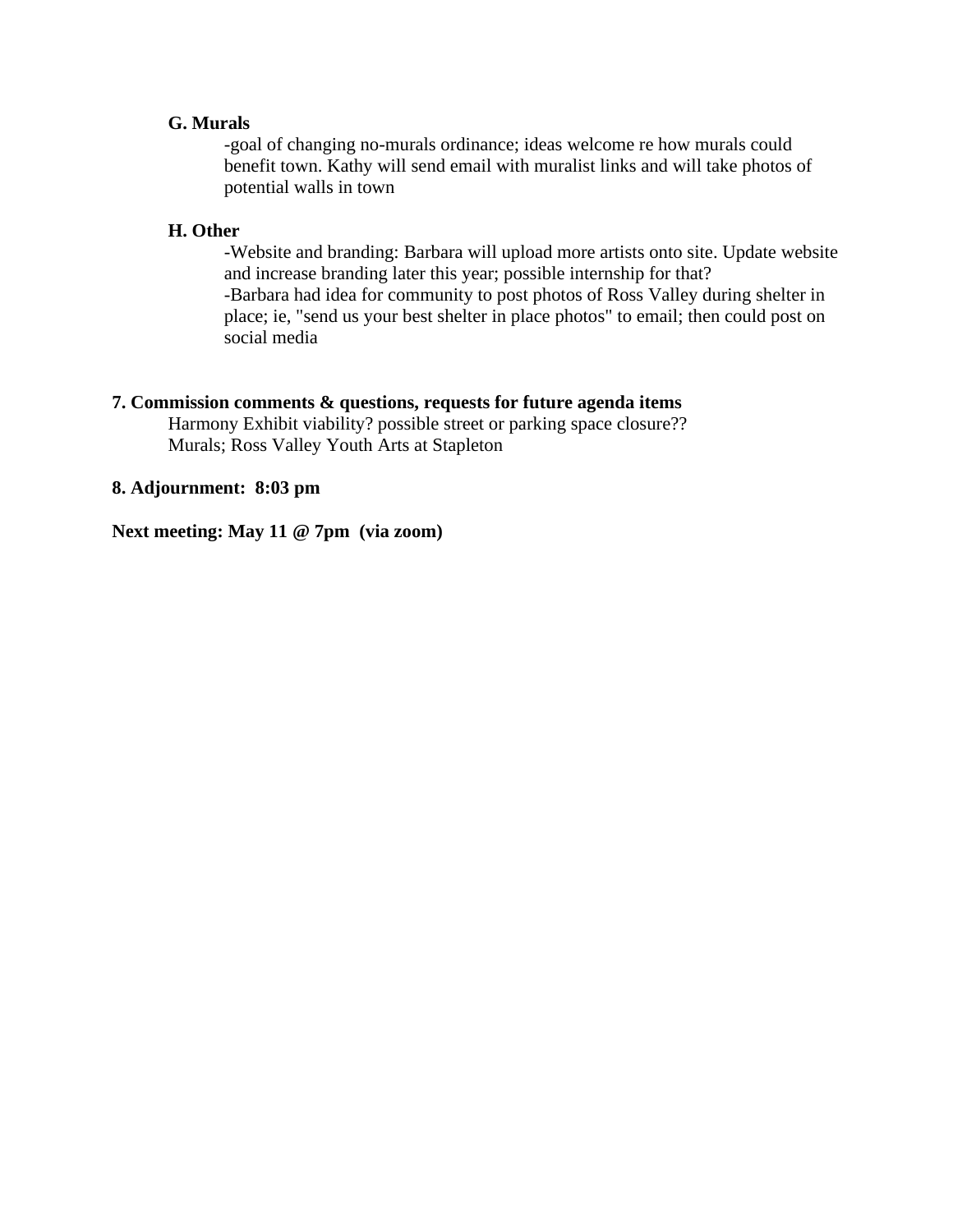**G. Murals**

-goal of changing no-murals ordinance; ideas welcome re how murals could benefit town. Kathy will send email with muralist links and will take photos of potential walls in town

**H. Other**

-Website and branding: Barbara will upload more artists onto site. Update website and increase branding later this year; possible internship for that?
-Barbara had idea for community to post photos of Ross Valley during shelter in place; ie, "send us your best shelter in place photos" to email; then could post on social media

**7. Commission comments & questions, requests for future agenda items**

Harmony Exhibit viability? possible street or parking space closure??
Murals; Ross Valley Youth Arts at Stapleton

**8. Adjournment: 8:03 pm**

**Next meeting: May 11 @ 7pm (via zoom)**